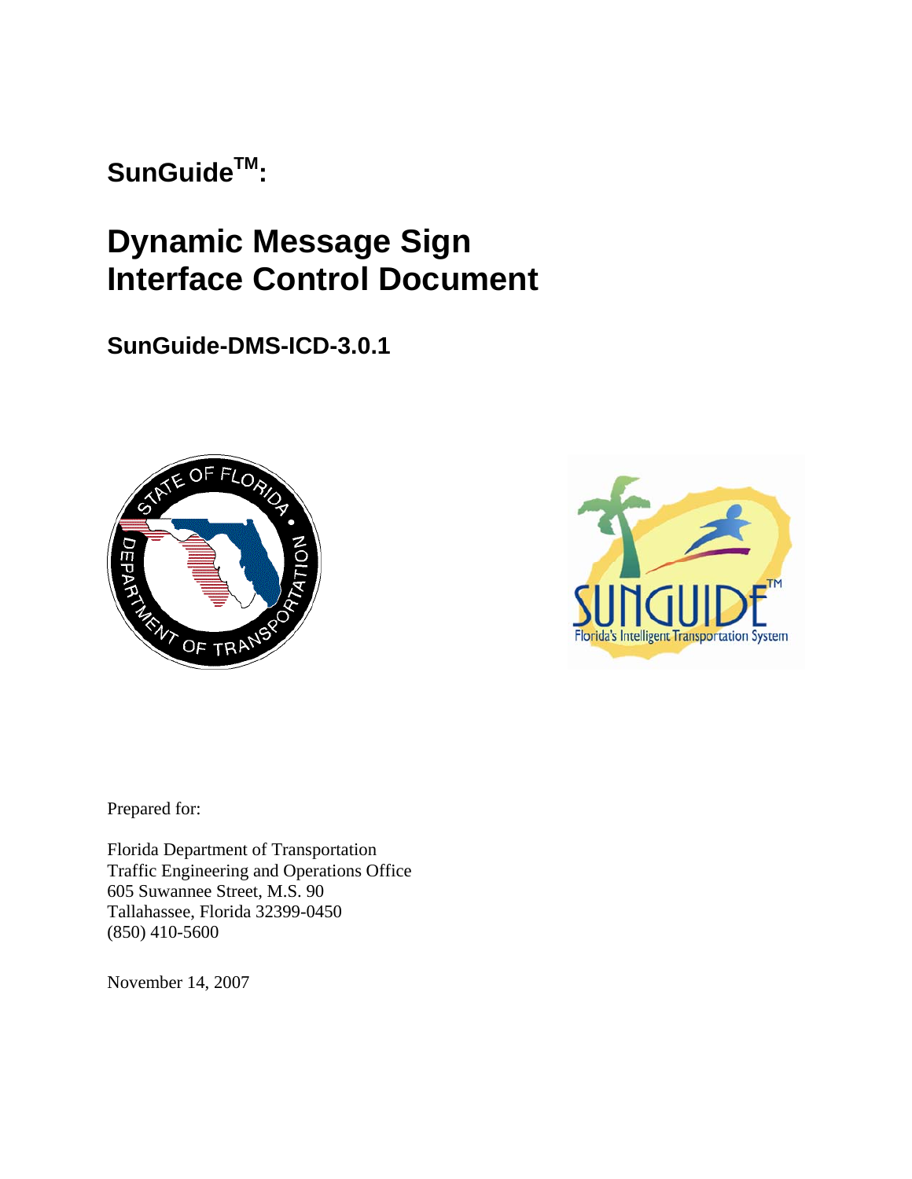**SunGuide$^{TM}$:**

# Dynamic Message Sign Interface Control Document

## SunGuide-DMS-ICD-3.0.1

Prepared for:

Florida Department of Transportation
Traffic Engineering and Operations Office
605 Suwannee Street, M.S. 90
Tallahassee, Florida 32399-0450
(850) 410-5600

November 14, 2007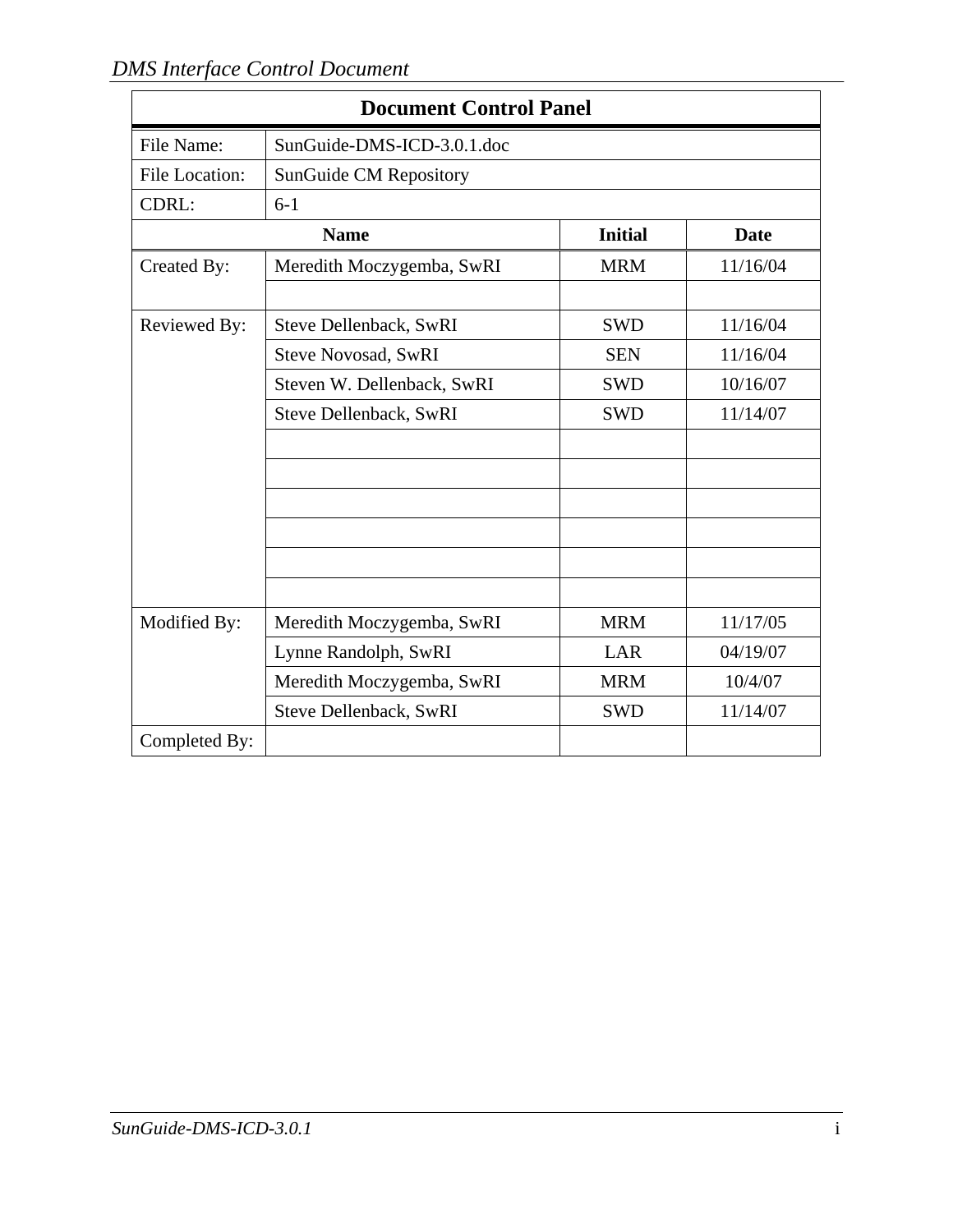## Document Control Panel

| | | | |
|---|---|---|---|
| File Name: | SunGuide-DMS-ICD-3.0.1.doc | | |
| File Location: | SunGuide CM Repository | | |
| CDRL: | 6-1 | | |
| | **Name** | **Initial** | **Date** |
| Created By: | Meredith Moczygemba, SwRI | MRM | 11/16/04 |
| | | | |
| Reviewed By: | Steve Dellenback, SwRI | SWD | 11/16/04 |
| | Steve Novosad, SwRI | SEN | 11/16/04 |
| | Steven W. Dellenback, SwRI | SWD | 10/16/07 |
| | Steve Dellenback, SwRI | SWD | 11/14/07 |
| | | | |
| | | | |
| | | | |
| | | | |
| | | | |
| | | | |
| Modified By: | Meredith Moczygemba, SwRI | MRM | 11/17/05 |
| | Lynne Randolph, SwRI | LAR | 04/19/07 |
| | Meredith Moczygemba, SwRI | MRM | 10/4/07 |
| | Steve Dellenback, SwRI | SWD | 11/14/07 |
| Completed By: | | | |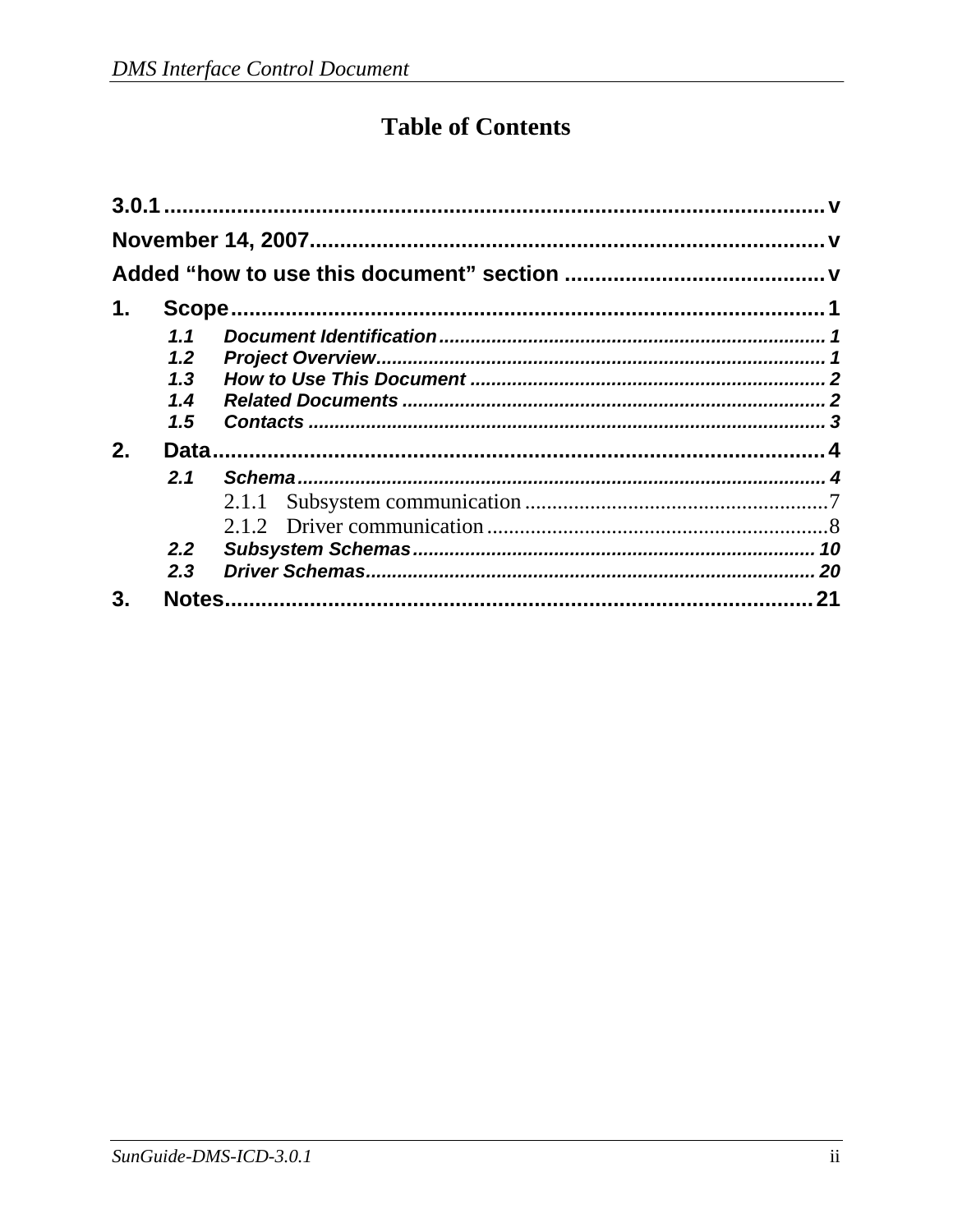# Table of Contents

3.0.1 .......... v

November 14, 2007 .......... v

Added "how to use this document" section .......... v

1. Scope .......... 1
   - 1.1 Document Identification .......... 1
   - 1.2 Project Overview .......... 1
   - 1.3 How to Use This Document .......... 2
   - 1.4 Related Documents .......... 2
   - 1.5 Contacts .......... 3
2. Data .......... 4
   - 2.1 Schema .......... 4
     - 2.1.1 Subsystem communication .......... 7
     - 2.1.2 Driver communication .......... 8
   - 2.2 Subsystem Schemas .......... 10
   - 2.3 Driver Schemas .......... 20
3. Notes .......... 21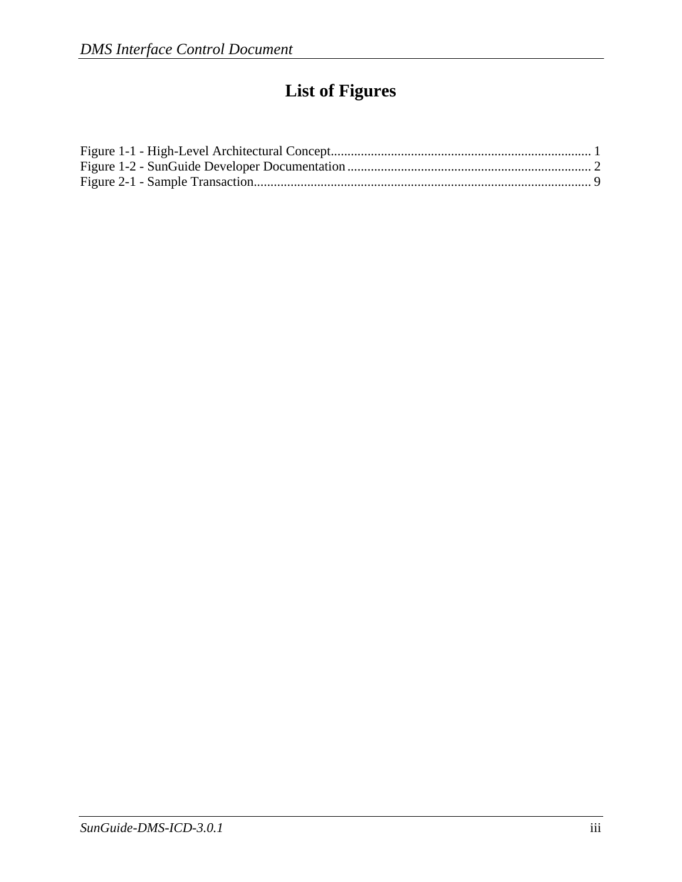# List of Figures

Figure 1-1 - High-Level Architectural Concept.............................................................................. 1
Figure 1-2 - SunGuide Developer Documentation......................................................................... 2
Figure 2-1 - Sample Transaction..................................................................................................... 9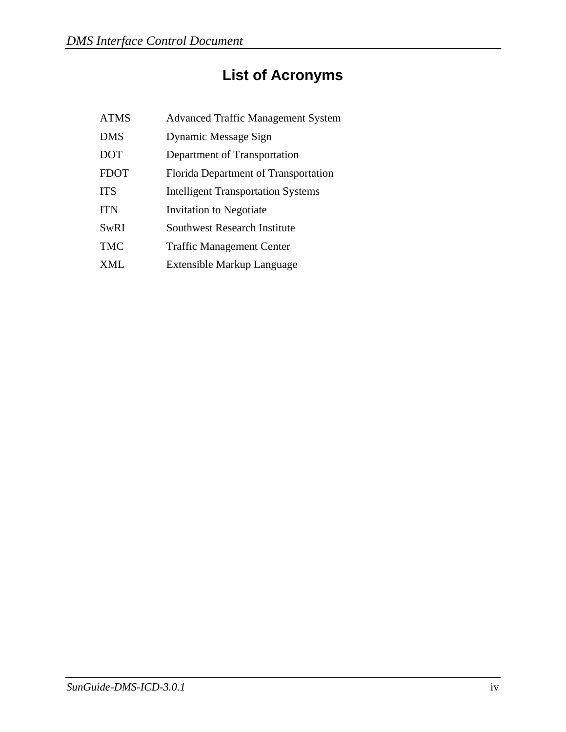# List of Acronyms

| | |
|---|---|
| ATMS | Advanced Traffic Management System |
| DMS | Dynamic Message Sign |
| DOT | Department of Transportation |
| FDOT | Florida Department of Transportation |
| ITS | Intelligent Transportation Systems |
| ITN | Invitation to Negotiate |
| SwRI | Southwest Research Institute |
| TMC | Traffic Management Center |
| XML | Extensible Markup Language |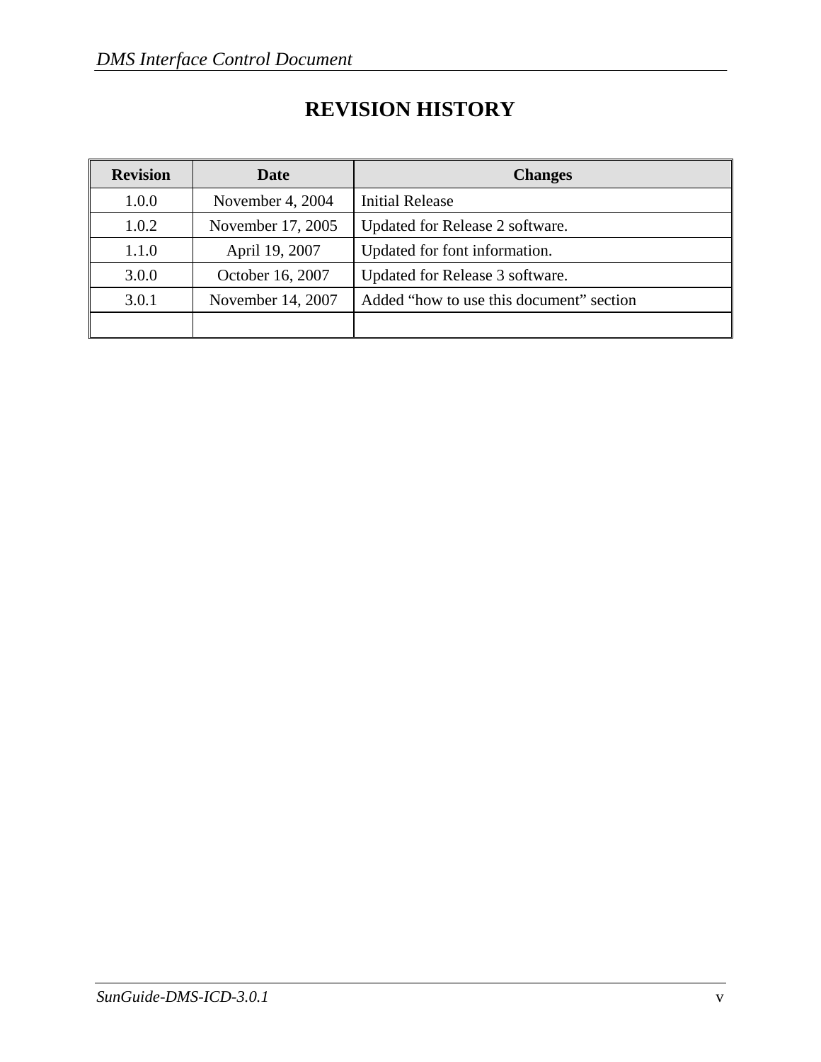# REVISION HISTORY

| Revision | Date | Changes |
|---|---|---|
| 1.0.0 | November 4, 2004 | Initial Release |
| 1.0.2 | November 17, 2005 | Updated for Release 2 software. |
| 1.1.0 | April 19, 2007 | Updated for font information. |
| 3.0.0 | October 16, 2007 | Updated for Release 3 software. |
| 3.0.1 | November 14, 2007 | Added "how to use this document" section |
| | | |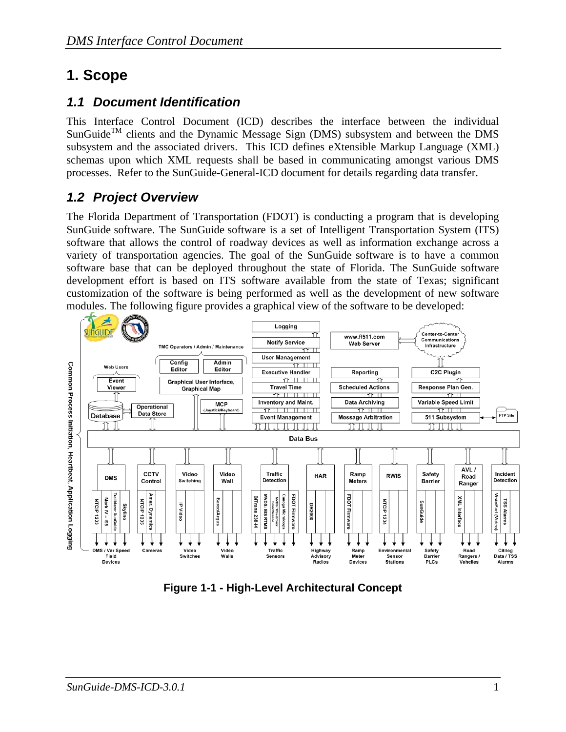# 1. Scope

## 1.1 Document Identification

This Interface Control Document (ICD) describes the interface between the individual SunGuide™ clients and the Dynamic Message Sign (DMS) subsystem and between the DMS subsystem and the associated drivers. This ICD defines eXtensible Markup Language (XML) schemas upon which XML requests shall be based in communicating amongst various DMS processes. Refer to the SunGuide-General-ICD document for details regarding data transfer.

## 1.2 Project Overview

The Florida Department of Transportation (FDOT) is conducting a program that is developing SunGuide software. The SunGuide software is a set of Intelligent Transportation System (ITS) software that allows the control of roadway devices as well as information exchange across a variety of transportation agencies. The goal of the SunGuide software is to have a common software base that can be deployed throughout the state of Florida. The SunGuide software development effort is based on ITS software available from the state of Texas; significant customization of the software is being performed as well as the development of new software modules. The following figure provides a graphical view of the software to be developed:

**Figure 1-1 - High-Level Architectural Concept**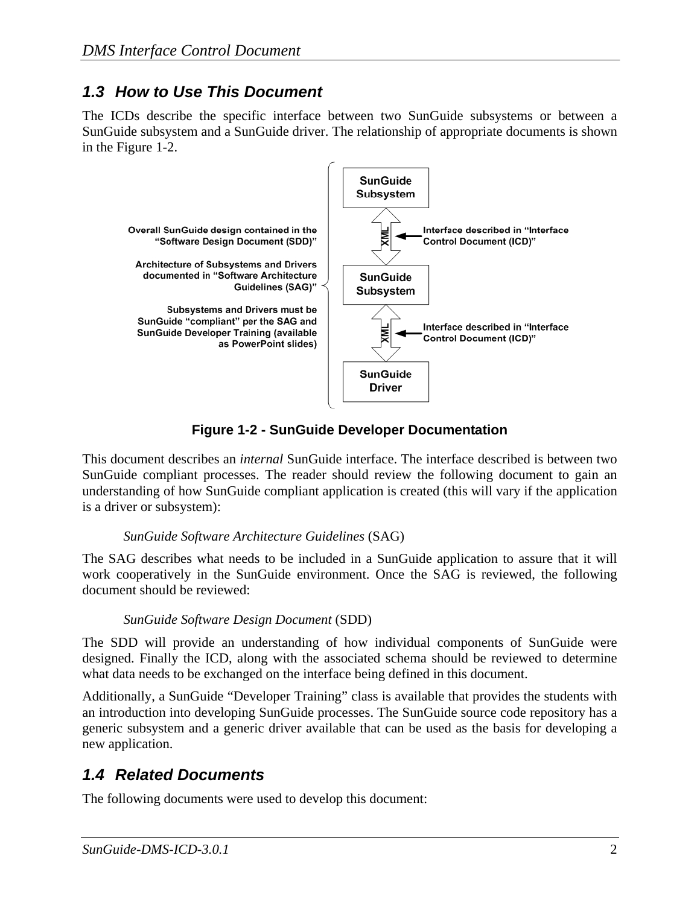## 1.3 How to Use This Document

The ICDs describe the specific interface between two SunGuide subsystems or between a SunGuide subsystem and a SunGuide driver. The relationship of appropriate documents is shown in the Figure 1-2.

Overall SunGuide design contained in the "Software Design Document (SDD)"

Architecture of Subsystems and Drivers documented in "Software Architecture Guidelines (SAG)"

Subsystems and Drivers must be SunGuide "compliant" per the SAG and SunGuide Developer Training (available as PowerPoint slides)

SunGuide Subsystem

XML — Interface described in "Interface Control Document (ICD)"

SunGuide Subsystem

XML — Interface described in "Interface Control Document (ICD)"

SunGuide Driver

**Figure 1-2 - SunGuide Developer Documentation**

This document describes an *internal* SunGuide interface. The interface described is between two SunGuide compliant processes. The reader should review the following document to gain an understanding of how SunGuide compliant application is created (this will vary if the application is a driver or subsystem):

*SunGuide Software Architecture Guidelines* (SAG)

The SAG describes what needs to be included in a SunGuide application to assure that it will work cooperatively in the SunGuide environment. Once the SAG is reviewed, the following document should be reviewed:

*SunGuide Software Design Document* (SDD)

The SDD will provide an understanding of how individual components of SunGuide were designed. Finally the ICD, along with the associated schema should be reviewed to determine what data needs to be exchanged on the interface being defined in this document.

Additionally, a SunGuide "Developer Training" class is available that provides the students with an introduction into developing SunGuide processes. The SunGuide source code repository has a generic subsystem and a generic driver available that can be used as the basis for developing a new application.

## 1.4 Related Documents

The following documents were used to develop this document: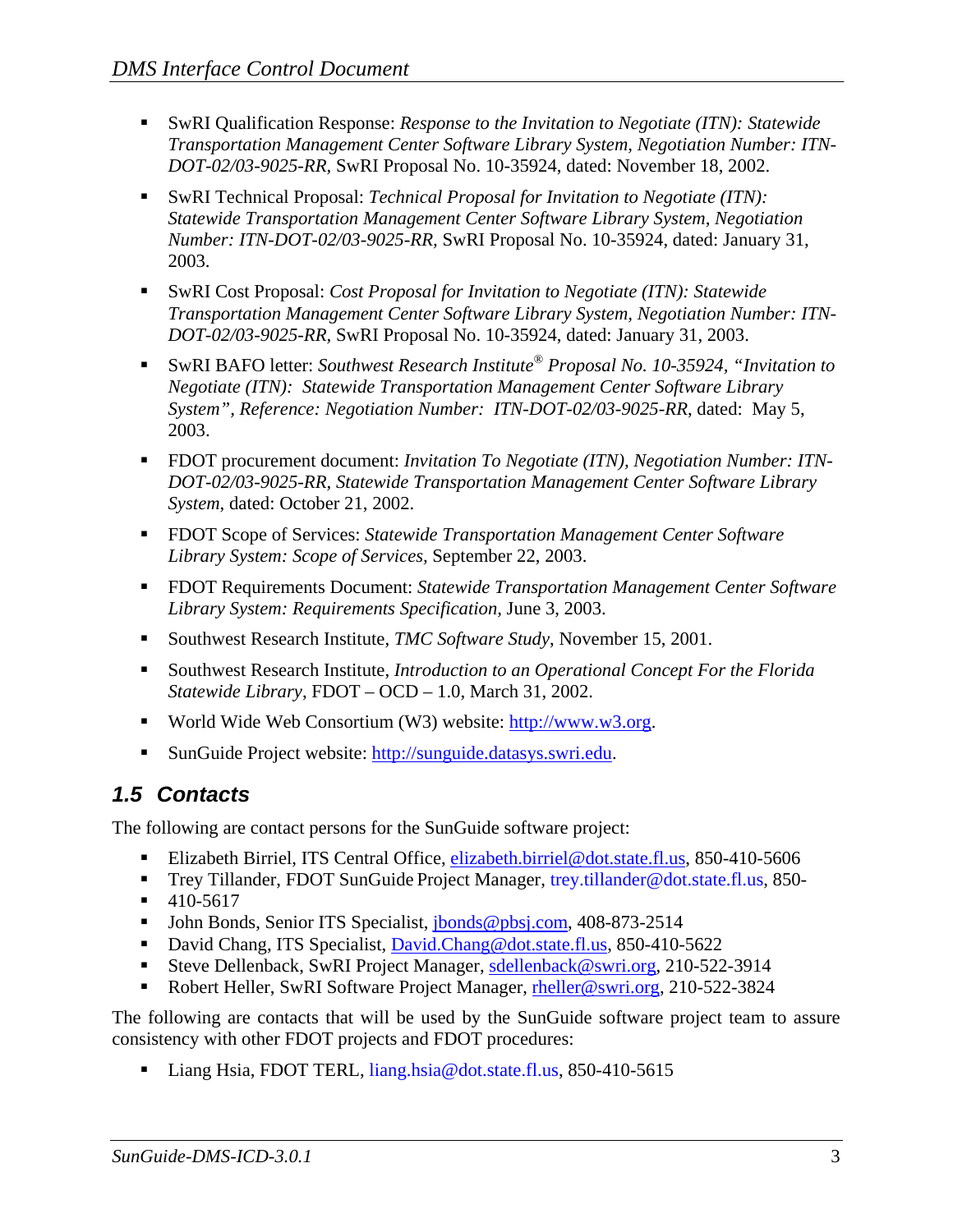- SwRI Qualification Response: *Response to the Invitation to Negotiate (ITN): Statewide Transportation Management Center Software Library System, Negotiation Number: ITN-DOT-02/03-9025-RR,* SwRI Proposal No. 10-35924, dated: November 18, 2002.

- SwRI Technical Proposal: *Technical Proposal for Invitation to Negotiate (ITN): Statewide Transportation Management Center Software Library System, Negotiation Number: ITN-DOT-02/03-9025-RR,* SwRI Proposal No. 10-35924, dated: January 31, 2003.

- SwRI Cost Proposal: *Cost Proposal for Invitation to Negotiate (ITN): Statewide Transportation Management Center Software Library System, Negotiation Number: ITN-DOT-02/03-9025-RR,* SwRI Proposal No. 10-35924, dated: January 31, 2003.

- SwRI BAFO letter: *Southwest Research Institute® Proposal No. 10-35924, "Invitation to Negotiate (ITN): Statewide Transportation Management Center Software Library System", Reference: Negotiation Number: ITN-DOT-02/03-9025-RR,* dated: May 5, 2003.

- FDOT procurement document: *Invitation To Negotiate (ITN), Negotiation Number: ITN-DOT-02/03-9025-RR, Statewide Transportation Management Center Software Library System,* dated: October 21, 2002.

- FDOT Scope of Services: *Statewide Transportation Management Center Software Library System: Scope of Services,* September 22, 2003.

- FDOT Requirements Document: *Statewide Transportation Management Center Software Library System: Requirements Specification,* June 3, 2003.

- Southwest Research Institute, *TMC Software Study,* November 15, 2001.

- Southwest Research Institute, *Introduction to an Operational Concept For the Florida Statewide Library*, FDOT – OCD – 1.0, March 31, 2002.

- World Wide Web Consortium (W3) website: http://www.w3.org.

- SunGuide Project website: http://sunguide.datasys.swri.edu.

## 1.5 Contacts

The following are contact persons for the SunGuide software project:

- Elizabeth Birriel, ITS Central Office, elizabeth.birriel@dot.state.fl.us, 850-410-5606
- Trey Tillander, FDOT SunGuide Project Manager, trey.tillander@dot.state.fl.us, 850-
- 410-5617
- John Bonds, Senior ITS Specialist, jbonds@pbsj.com, 408-873-2514
- David Chang, ITS Specialist, David.Chang@dot.state.fl.us, 850-410-5622
- Steve Dellenback, SwRI Project Manager, sdellenback@swri.org, 210-522-3914
- Robert Heller, SwRI Software Project Manager, rheller@swri.org, 210-522-3824

The following are contacts that will be used by the SunGuide software project team to assure consistency with other FDOT projects and FDOT procedures:

- Liang Hsia, FDOT TERL, liang.hsia@dot.state.fl.us, 850-410-5615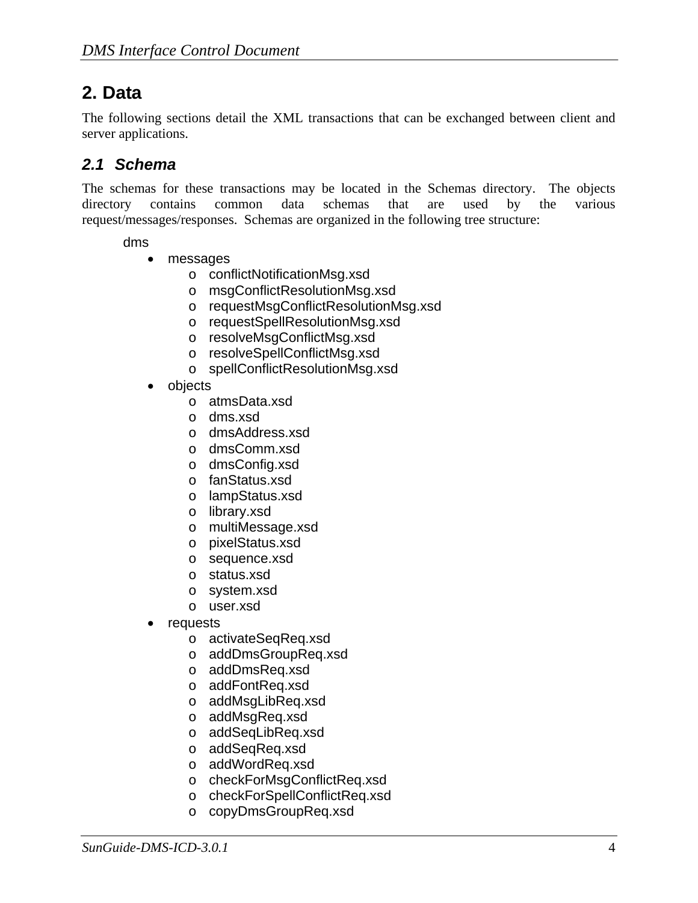# 2. Data

The following sections detail the XML transactions that can be exchanged between client and server applications.

## *2.1 Schema*

The schemas for these transactions may be located in the Schemas directory. The objects directory contains common data schemas that are used by the various request/messages/responses. Schemas are organized in the following tree structure:

dms

- messages
  - conflictNotificationMsg.xsd
  - msgConflictResolutionMsg.xsd
  - requestMsgConflictResolutionMsg.xsd
  - requestSpellResolutionMsg.xsd
  - resolveMsgConflictMsg.xsd
  - resolveSpellConflictMsg.xsd
  - spellConflictResolutionMsg.xsd
- objects
  - atmsData.xsd
  - dms.xsd
  - dmsAddress.xsd
  - dmsComm.xsd
  - dmsConfig.xsd
  - fanStatus.xsd
  - lampStatus.xsd
  - library.xsd
  - multiMessage.xsd
  - pixelStatus.xsd
  - sequence.xsd
  - status.xsd
  - system.xsd
  - user.xsd
- requests
  - activateSeqReq.xsd
  - addDmsGroupReq.xsd
  - addDmsReq.xsd
  - addFontReq.xsd
  - addMsgLibReq.xsd
  - addMsgReq.xsd
  - addSeqLibReq.xsd
  - addSeqReq.xsd
  - addWordReq.xsd
  - checkForMsgConflictReq.xsd
  - checkForSpellConflictReq.xsd
  - copyDmsGroupReq.xsd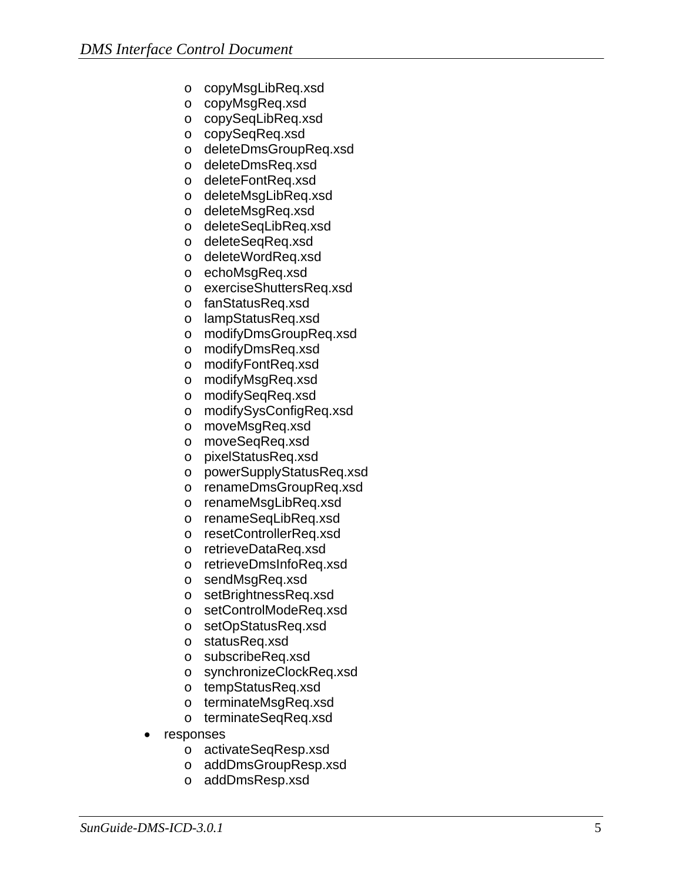- copyMsgLibReq.xsd
  - copyMsgReq.xsd
  - copySeqLibReq.xsd
  - copySeqReq.xsd
  - deleteDmsGroupReq.xsd
  - deleteDmsReq.xsd
  - deleteFontReq.xsd
  - deleteMsgLibReq.xsd
  - deleteMsgReq.xsd
  - deleteSeqLibReq.xsd
  - deleteSeqReq.xsd
  - deleteWordReq.xsd
  - echoMsgReq.xsd
  - exerciseShuttersReq.xsd
  - fanStatusReq.xsd
  - lampStatusReq.xsd
  - modifyDmsGroupReq.xsd
  - modifyDmsReq.xsd
  - modifyFontReq.xsd
  - modifyMsgReq.xsd
  - modifySeqReq.xsd
  - modifySysConfigReq.xsd
  - moveMsgReq.xsd
  - moveSeqReq.xsd
  - pixelStatusReq.xsd
  - powerSupplyStatusReq.xsd
  - renameDmsGroupReq.xsd
  - renameMsgLibReq.xsd
  - renameSeqLibReq.xsd
  - resetControllerReq.xsd
  - retrieveDataReq.xsd
  - retrieveDmsInfoReq.xsd
  - sendMsgReq.xsd
  - setBrightnessReq.xsd
  - setControlModeReq.xsd
  - setOpStatusReq.xsd
  - statusReq.xsd
  - subscribeReq.xsd
  - synchronizeClockReq.xsd
  - tempStatusReq.xsd
  - terminateMsgReq.xsd
  - terminateSeqReq.xsd
- responses
  - activateSeqResp.xsd
  - addDmsGroupResp.xsd
  - addDmsResp.xsd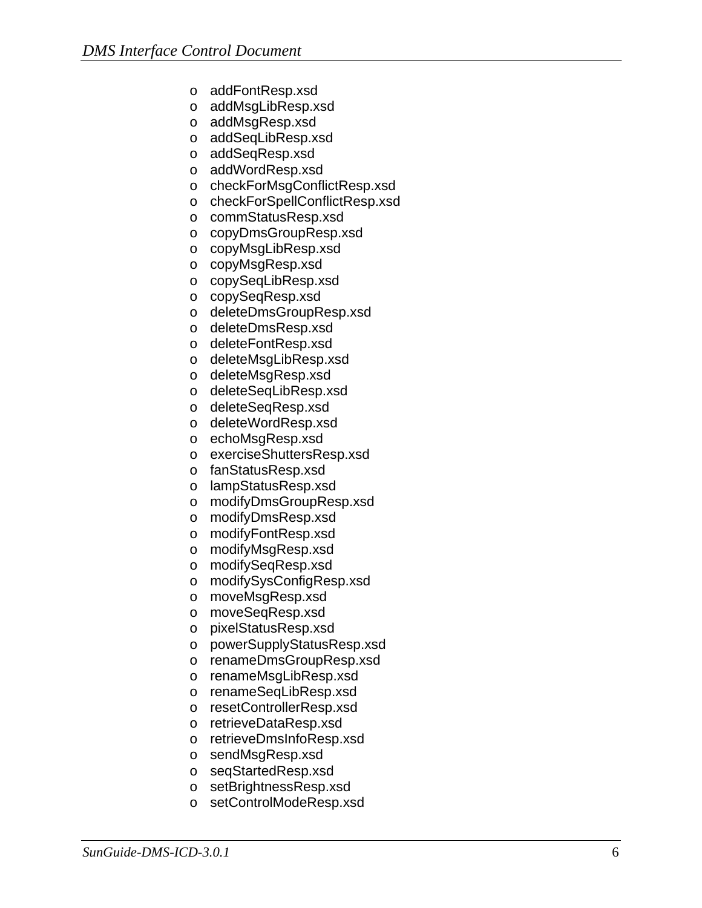- addFontResp.xsd
- addMsgLibResp.xsd
- addMsgResp.xsd
- addSeqLibResp.xsd
- addSeqResp.xsd
- addWordResp.xsd
- checkForMsgConflictResp.xsd
- checkForSpellConflictResp.xsd
- commStatusResp.xsd
- copyDmsGroupResp.xsd
- copyMsgLibResp.xsd
- copyMsgResp.xsd
- copySeqLibResp.xsd
- copySeqResp.xsd
- deleteDmsGroupResp.xsd
- deleteDmsResp.xsd
- deleteFontResp.xsd
- deleteMsgLibResp.xsd
- deleteMsgResp.xsd
- deleteSeqLibResp.xsd
- deleteSeqResp.xsd
- deleteWordResp.xsd
- echoMsgResp.xsd
- exerciseShuttersResp.xsd
- fanStatusResp.xsd
- lampStatusResp.xsd
- modifyDmsGroupResp.xsd
- modifyDmsResp.xsd
- modifyFontResp.xsd
- modifyMsgResp.xsd
- modifySeqResp.xsd
- modifySysConfigResp.xsd
- moveMsgResp.xsd
- moveSeqResp.xsd
- pixelStatusResp.xsd
- powerSupplyStatusResp.xsd
- renameDmsGroupResp.xsd
- renameMsgLibResp.xsd
- renameSeqLibResp.xsd
- resetControllerResp.xsd
- retrieveDataResp.xsd
- retrieveDmsInfoResp.xsd
- sendMsgResp.xsd
- seqStartedResp.xsd
- setBrightnessResp.xsd
- setControlModeResp.xsd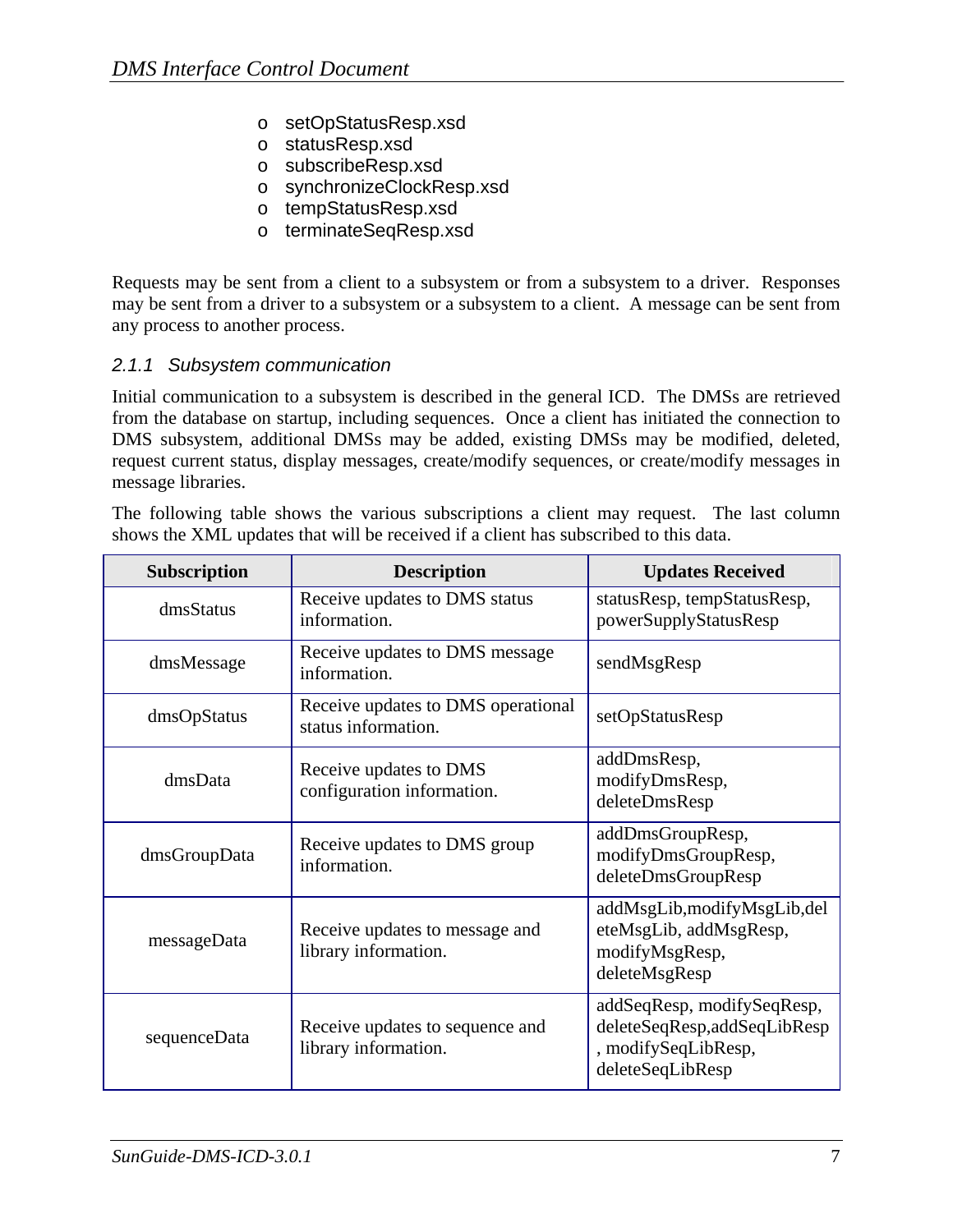- setOpStatusResp.xsd
- statusResp.xsd
- subscribeResp.xsd
- synchronizeClockResp.xsd
- tempStatusResp.xsd
- terminateSeqResp.xsd

Requests may be sent from a client to a subsystem or from a subsystem to a driver. Responses may be sent from a driver to a subsystem or a subsystem to a client. A message can be sent from any process to another process.

### 2.1.1 Subsystem communication

Initial communication to a subsystem is described in the general ICD. The DMSs are retrieved from the database on startup, including sequences. Once a client has initiated the connection to DMS subsystem, additional DMSs may be added, existing DMSs may be modified, deleted, request current status, display messages, create/modify sequences, or create/modify messages in message libraries.

The following table shows the various subscriptions a client may request. The last column shows the XML updates that will be received if a client has subscribed to this data.

| Subscription | Description | Updates Received |
| --- | --- | --- |
| dmsStatus | Receive updates to DMS status information. | statusResp, tempStatusResp, powerSupplyStatusResp |
| dmsMessage | Receive updates to DMS message information. | sendMsgResp |
| dmsOpStatus | Receive updates to DMS operational status information. | setOpStatusResp |
| dmsData | Receive updates to DMS configuration information. | addDmsResp, modifyDmsResp, deleteDmsResp |
| dmsGroupData | Receive updates to DMS group information. | addDmsGroupResp, modifyDmsGroupResp, deleteDmsGroupResp |
| messageData | Receive updates to message and library information. | addMsgLib,modifyMsgLib,deleteMsgLib, addMsgResp, modifyMsgResp, deleteMsgResp |
| sequenceData | Receive updates to sequence and library information. | addSeqResp, modifySeqResp, deleteSeqResp,addSeqLibResp, modifySeqLibResp, deleteSeqLibResp |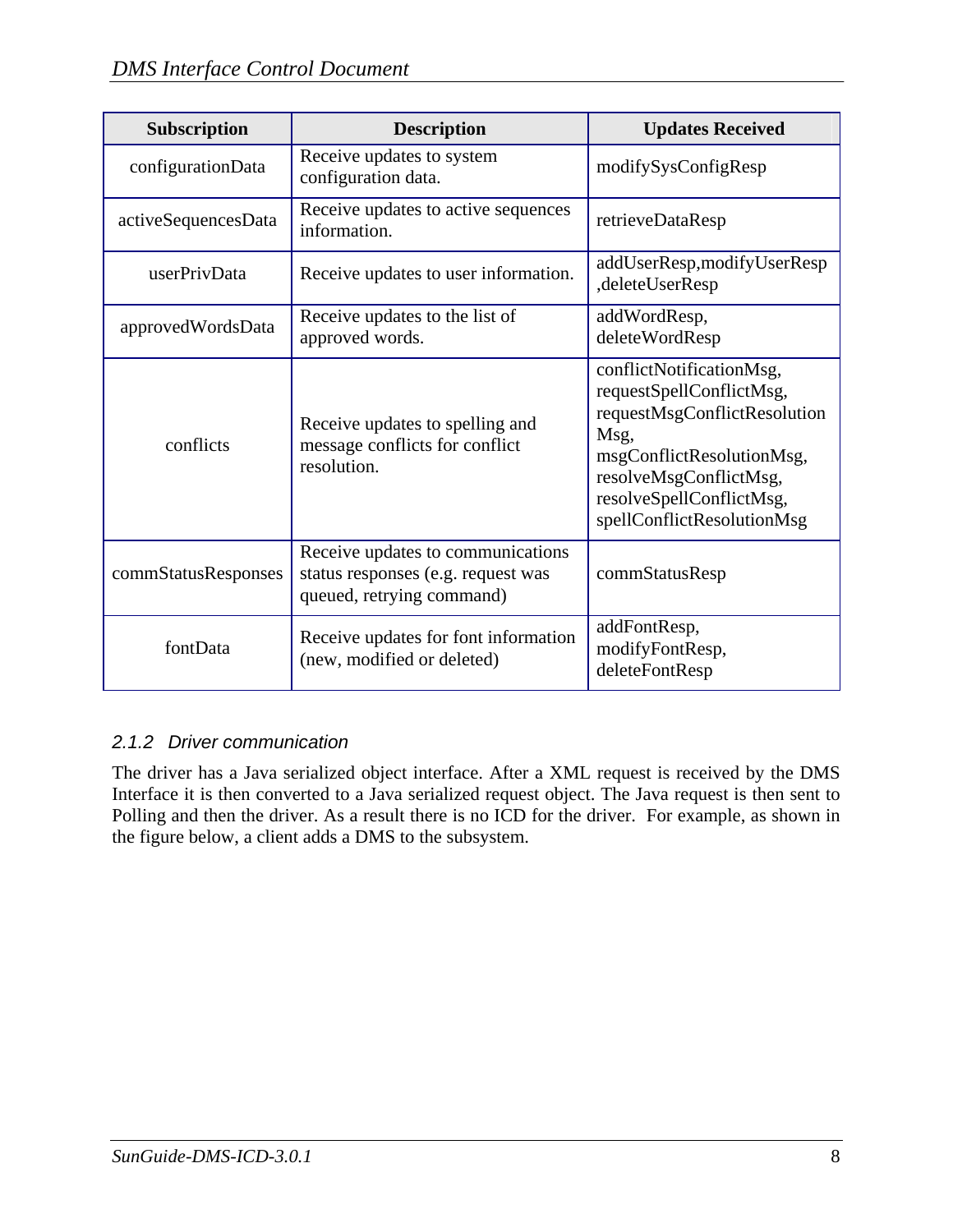| Subscription | Description | Updates Received |
|---|---|---|
| configurationData | Receive updates to system configuration data. | modifySysConfigResp |
| activeSequencesData | Receive updates to active sequences information. | retrieveDataResp |
| userPrivData | Receive updates to user information. | addUserResp,modifyUserResp ,deleteUserResp |
| approvedWordsData | Receive updates to the list of approved words. | addWordResp, deleteWordResp |
| conflicts | Receive updates to spelling and message conflicts for conflict resolution. | conflictNotificationMsg, requestSpellConflictMsg, requestMsgConflictResolutionMsg, msgConflictResolutionMsg, resolveMsgConflictMsg, resolveSpellConflictMsg, spellConflictResolutionMsg |
| commStatusResponses | Receive updates to communications status responses (e.g. request was queued, retrying command) | commStatusResp |
| fontData | Receive updates for font information (new, modified or deleted) | addFontResp, modifyFontResp, deleteFontResp |

### 2.1.2 Driver communication

The driver has a Java serialized object interface. After a XML request is received by the DMS Interface it is then converted to a Java serialized request object. The Java request is then sent to Polling and then the driver. As a result there is no ICD for the driver. For example, as shown in the figure below, a client adds a DMS to the subsystem.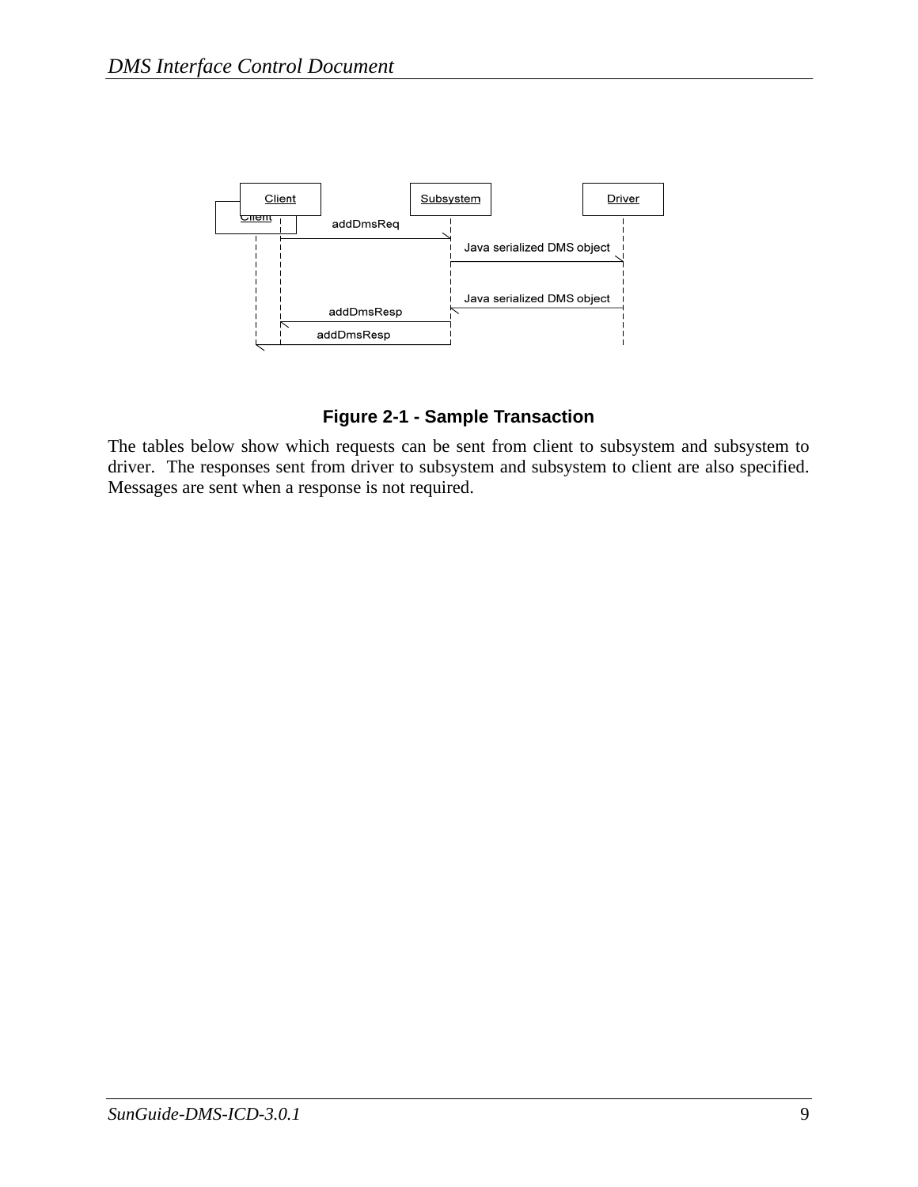**Figure 2-1 - Sample Transaction**

The tables below show which requests can be sent from client to subsystem and subsystem to driver. The responses sent from driver to subsystem and subsystem to client are also specified. Messages are sent when a response is not required.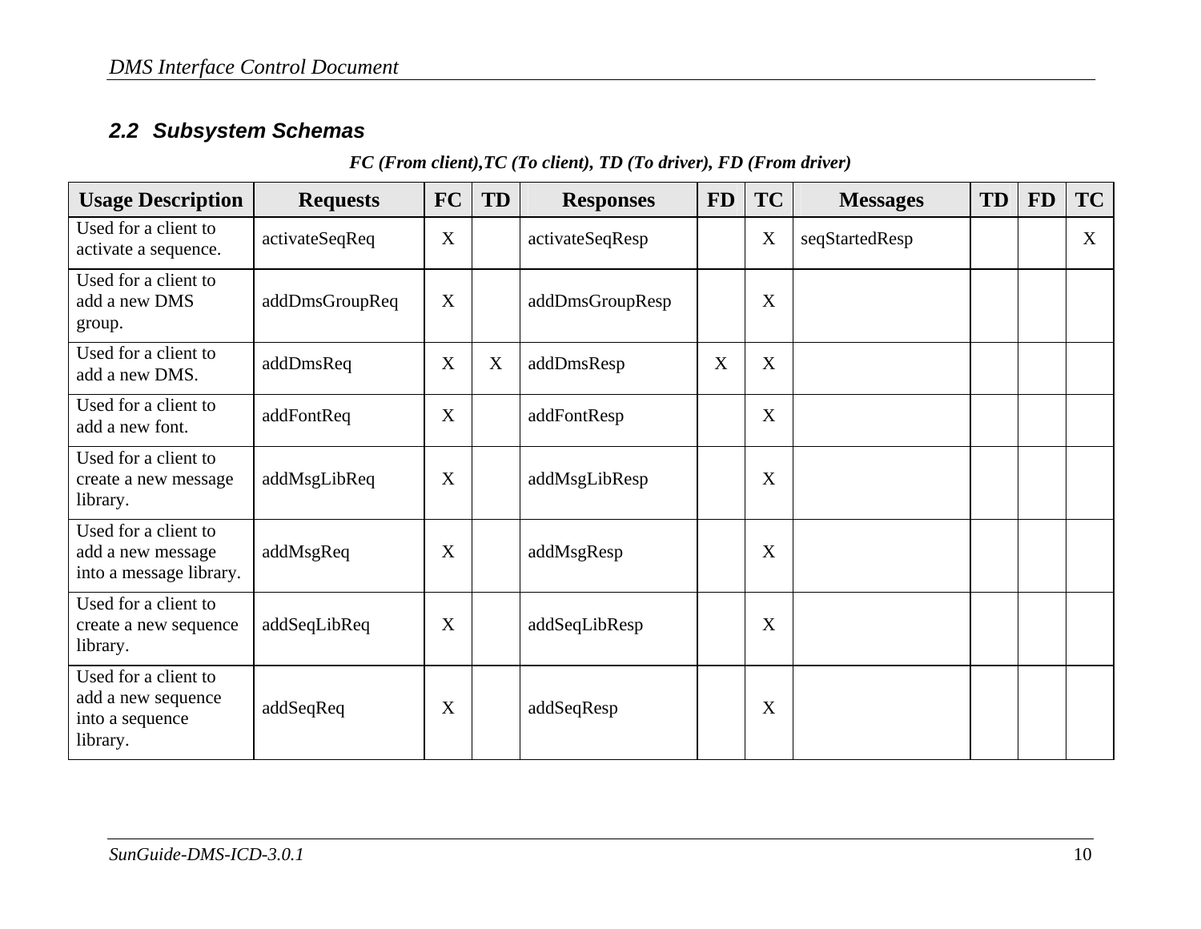## 2.2 Subsystem Schemas

***FC (From client),TC (To client), TD (To driver), FD (From driver)***

| Usage Description | Requests | FC | TD | Responses | FD | TC | Messages | TD | FD | TC |
|---|---|---|---|---|---|---|---|---|---|---|
| Used for a client to activate a sequence. | activateSeqReq | X | | activateSeqResp | | X | seqStartedResp | | | X |
| Used for a client to add a new DMS group. | addDmsGroupReq | X | | addDmsGroupResp | | X | | | | |
| Used for a client to add a new DMS. | addDmsReq | X | X | addDmsResp | X | X | | | | |
| Used for a client to add a new font. | addFontReq | X | | addFontResp | | X | | | | |
| Used for a client to create a new message library. | addMsgLibReq | X | | addMsgLibResp | | X | | | | |
| Used for a client to add a new message into a message library. | addMsgReq | X | | addMsgResp | | X | | | | |
| Used for a client to create a new sequence library. | addSeqLibReq | X | | addSeqLibResp | | X | | | | |
| Used for a client to add a new sequence into a sequence library. | addSeqReq | X | | addSeqResp | | X | | | | |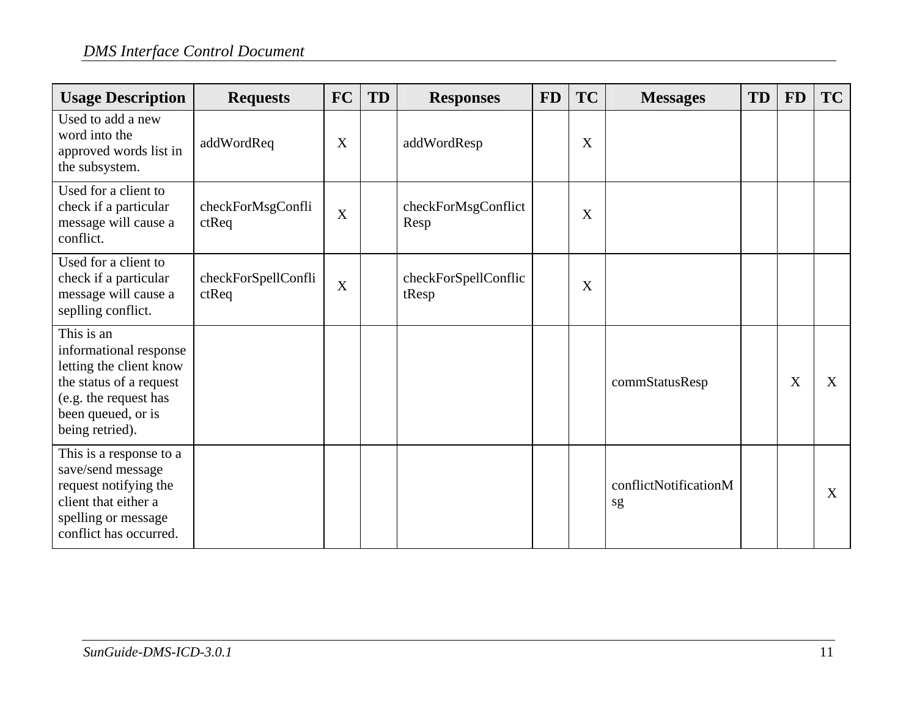| Usage Description | Requests | FC | TD | Responses | FD | TC | Messages | TD | FD | TC |
|---|---|---|---|---|---|---|---|---|---|---|
| Used to add a new word into the approved words list in the subsystem. | addWordReq | X | | addWordResp | | X | | | | |
| Used for a client to check if a particular message will cause a conflict. | checkForMsgConflictReq | X | | checkForMsgConflictResp | | X | | | | |
| Used for a client to check if a particular message will cause a seplling conflict. | checkForSpellConflictReq | X | | checkForSpellConflictResp | | X | | | | |
| This is an informational response letting the client know the status of a request (e.g. the request has been queued, or is being retried). | | | | | | | commStatusResp | | X | X |
| This is a response to a save/send message request notifying the client that either a spelling or message conflict has occurred. | | | | | | | conflictNotificationMsg | | | X |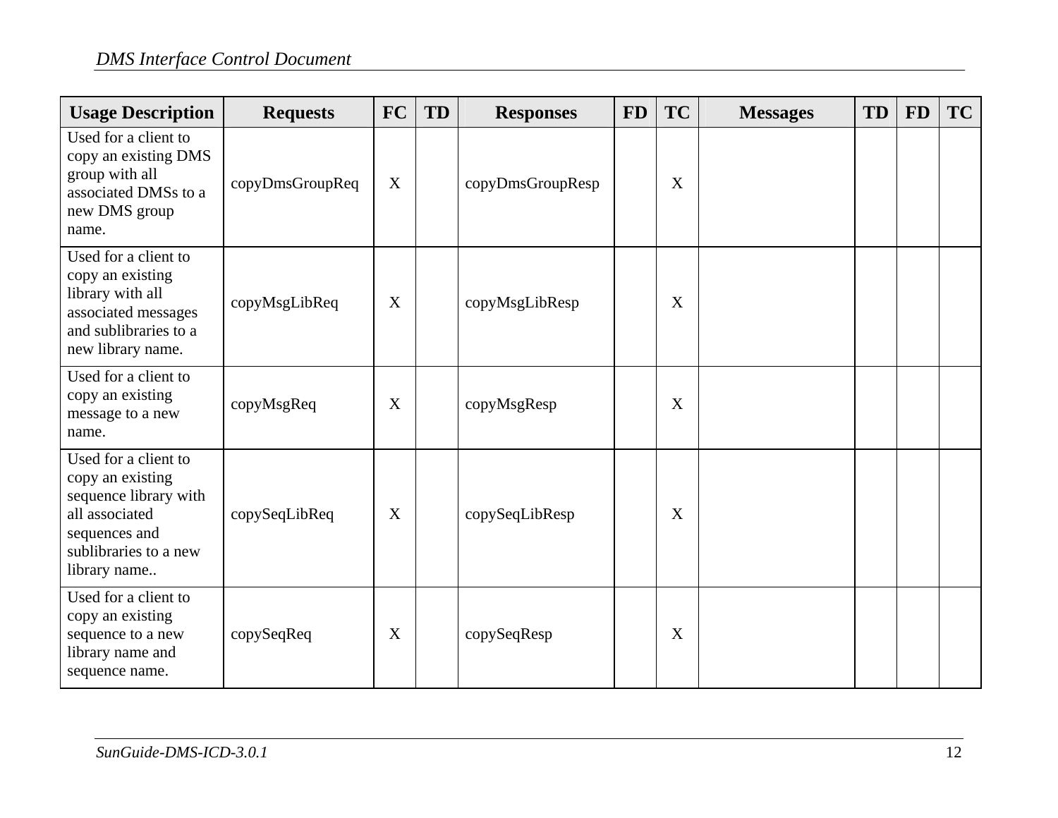| Usage Description | Requests | FC | TD | Responses | FD | TC | Messages | TD | FD | TC |
|---|---|---|---|---|---|---|---|---|---|---|
| Used for a client to copy an existing DMS group with all associated DMSs to a new DMS group name. | copyDmsGroupReq | X | | copyDmsGroupResp | | X | | | | |
| Used for a client to copy an existing library with all associated messages and sublibraries to a new library name. | copyMsgLibReq | X | | copyMsgLibResp | | X | | | | |
| Used for a client to copy an existing message to a new name. | copyMsgReq | X | | copyMsgResp | | X | | | | |
| Used for a client to copy an existing sequence library with all associated sequences and sublibraries to a new library name.. | copySeqLibReq | X | | copySeqLibResp | | X | | | | |
| Used for a client to copy an existing sequence to a new library name and sequence name. | copySeqReq | X | | copySeqResp | | X | | | | |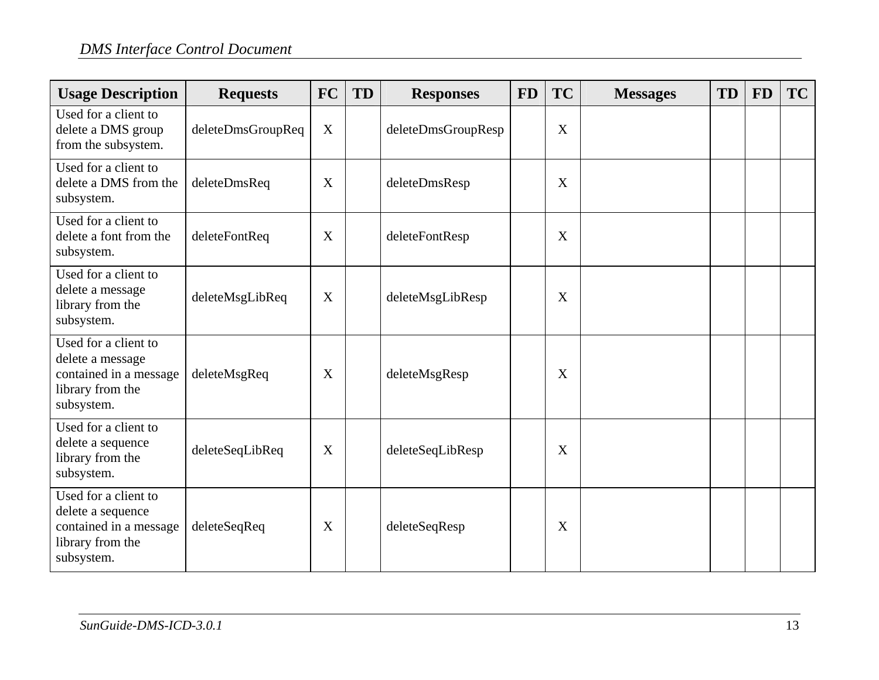| Usage Description | Requests | FC | TD | Responses | FD | TC | Messages | TD | FD | TC |
|---|---|---|---|---|---|---|---|---|---|---|
| Used for a client to delete a DMS group from the subsystem. | deleteDmsGroupReq | X | | deleteDmsGroupResp | | X | | | | |
| Used for a client to delete a DMS from the subsystem. | deleteDmsReq | X | | deleteDmsResp | | X | | | | |
| Used for a client to delete a font from the subsystem. | deleteFontReq | X | | deleteFontResp | | X | | | | |
| Used for a client to delete a message library from the subsystem. | deleteMsgLibReq | X | | deleteMsgLibResp | | X | | | | |
| Used for a client to delete a message contained in a message library from the subsystem. | deleteMsgReq | X | | deleteMsgResp | | X | | | | |
| Used for a client to delete a sequence library from the subsystem. | deleteSeqLibReq | X | | deleteSeqLibResp | | X | | | | |
| Used for a client to delete a sequence contained in a message library from the subsystem. | deleteSeqReq | X | | deleteSeqResp | | X | | | | |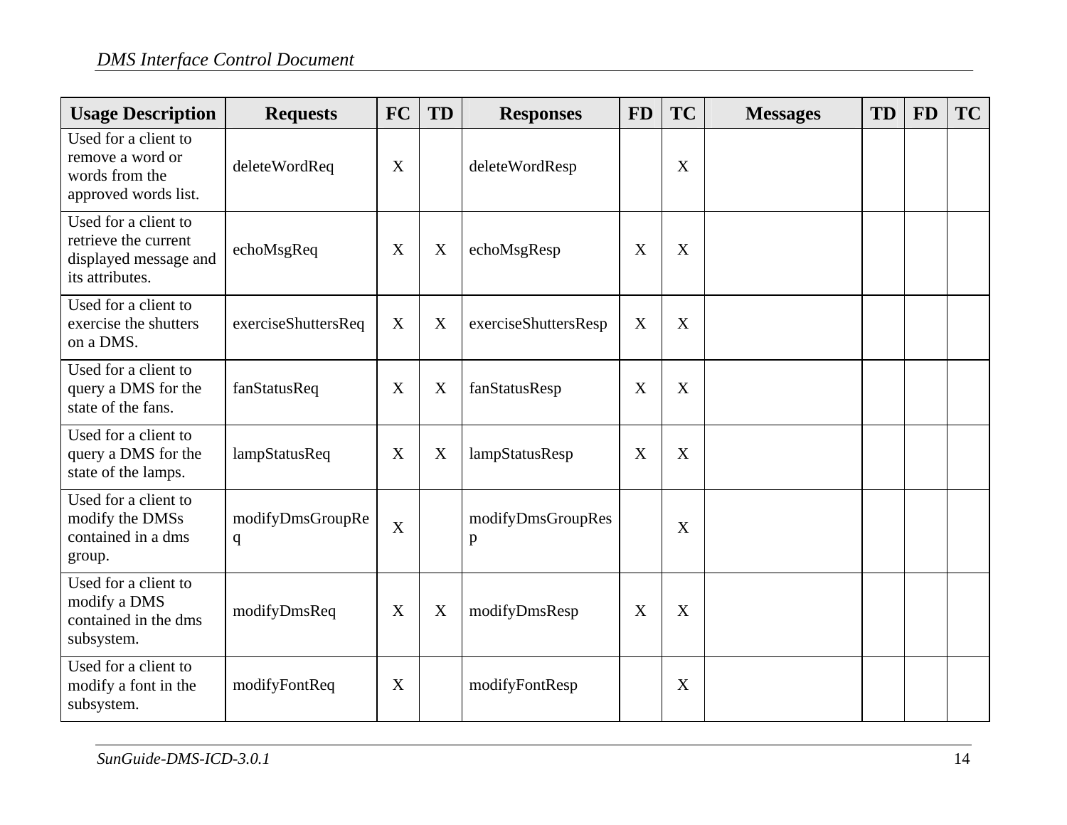| Usage Description | Requests | FC | TD | Responses | FD | TC | Messages | TD | FD | TC |
|---|---|---|---|---|---|---|---|---|---|---|
| Used for a client to remove a word or words from the approved words list. | deleteWordReq | X | | deleteWordResp | | X | | | | |
| Used for a client to retrieve the current displayed message and its attributes. | echoMsgReq | X | X | echoMsgResp | X | X | | | | |
| Used for a client to exercise the shutters on a DMS. | exerciseShuttersReq | X | X | exerciseShuttersResp | X | X | | | | |
| Used for a client to query a DMS for the state of the fans. | fanStatusReq | X | X | fanStatusResp | X | X | | | | |
| Used for a client to query a DMS for the state of the lamps. | lampStatusReq | X | X | lampStatusResp | X | X | | | | |
| Used for a client to modify the DMSs contained in a dms group. | modifyDmsGroupReq | X | | modifyDmsGroupResp | | X | | | | |
| Used for a client to modify a DMS contained in the dms subsystem. | modifyDmsReq | X | X | modifyDmsResp | X | X | | | | |
| Used for a client to modify a font in the subsystem. | modifyFontReq | X | | modifyFontResp | | X | | | | |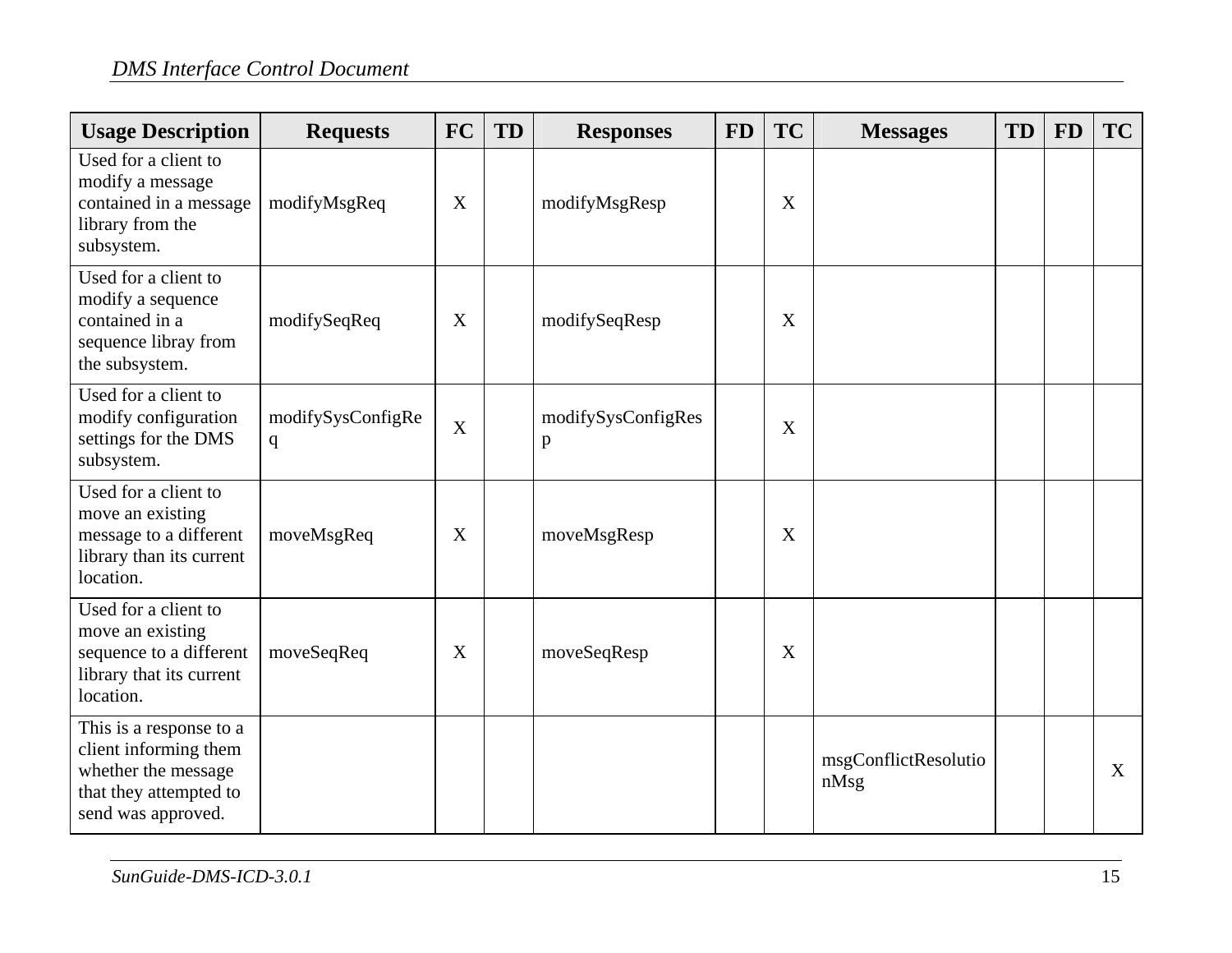| Usage Description | Requests | FC | TD | Responses | FD | TC | Messages | TD | FD | TC |
|---|---|---|---|---|---|---|---|---|---|---|
| Used for a client to modify a message contained in a message library from the subsystem. | modifyMsgReq | X | | modifyMsgResp | | X | | | | |
| Used for a client to modify a sequence contained in a sequence libray from the subsystem. | modifySeqReq | X | | modifySeqResp | | X | | | | |
| Used for a client to modify configuration settings for the DMS subsystem. | modifySysConfigReq | X | | modifySysConfigResp | | X | | | | |
| Used for a client to move an existing message to a different library than its current location. | moveMsgReq | X | | moveMsgResp | | X | | | | |
| Used for a client to move an existing sequence to a different library that its current location. | moveSeqReq | X | | moveSeqResp | | X | | | | |
| This is a response to a client informing them whether the message that they attempted to send was approved. | | | | | | | msgConflictResolutionMsg | | | X |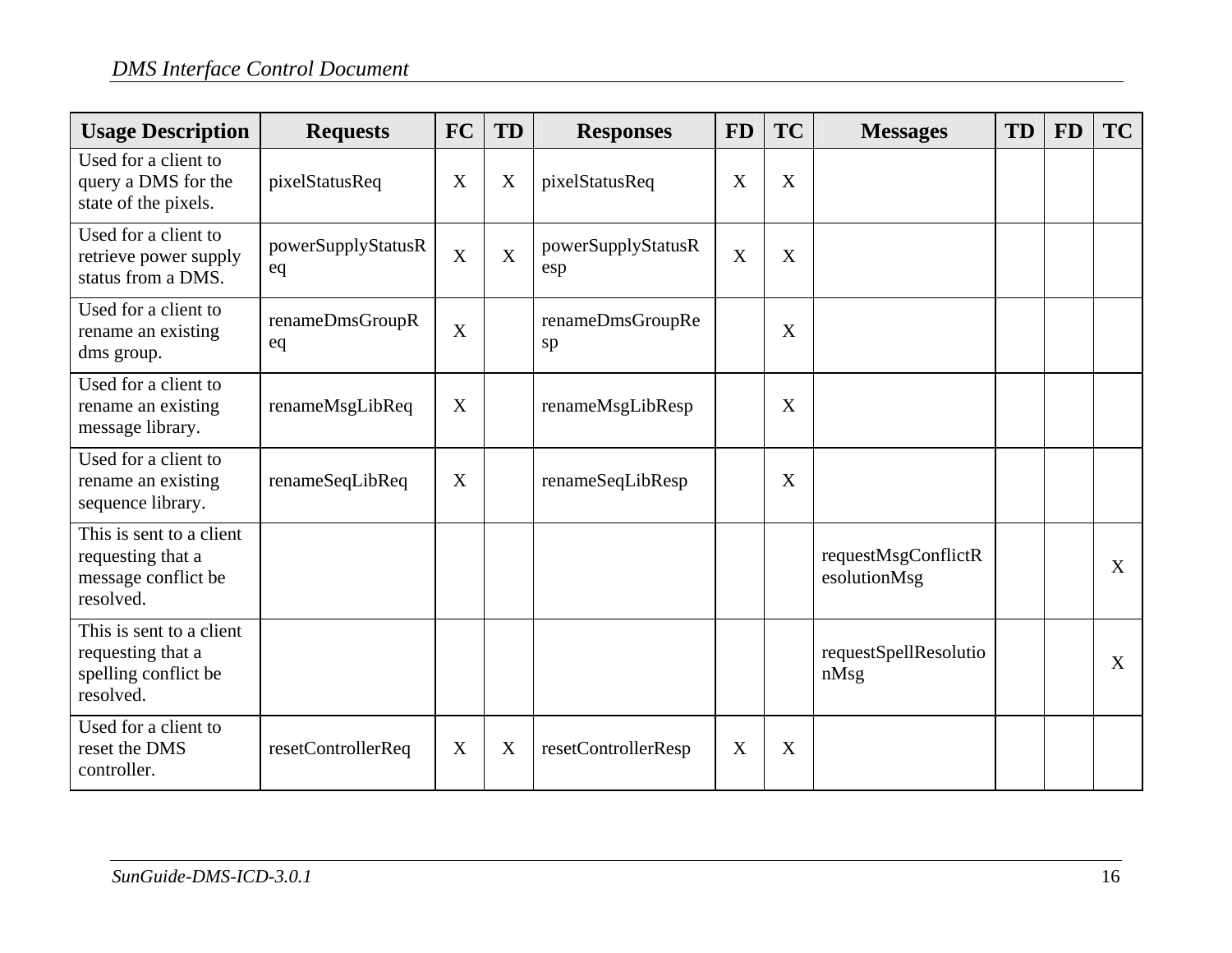| Usage Description | Requests | FC | TD | Responses | FD | TC | Messages | TD | FD | TC |
|---|---|---|---|---|---|---|---|---|---|---|
| Used for a client to query a DMS for the state of the pixels. | pixelStatusReq | X | X | pixelStatusReq | X | X | | | | |
| Used for a client to retrieve power supply status from a DMS. | powerSupplyStatusReq | X | X | powerSupplyStatusResp | X | X | | | | |
| Used for a client to rename an existing dms group. | renameDmsGroupReq | X | | renameDmsGroupResp | | X | | | | |
| Used for a client to rename an existing message library. | renameMsgLibReq | X | | renameMsgLibResp | | X | | | | |
| Used for a client to rename an existing sequence library. | renameSeqLibReq | X | | renameSeqLibResp | | X | | | | |
| This is sent to a client requesting that a message conflict be resolved. | | | | | | | requestMsgConflictResolutionMsg | | | X |
| This is sent to a client requesting that a spelling conflict be resolved. | | | | | | | requestSpellResolutionMsg | | | X |
| Used for a client to reset the DMS controller. | resetControllerReq | X | X | resetControllerResp | X | X | | | | |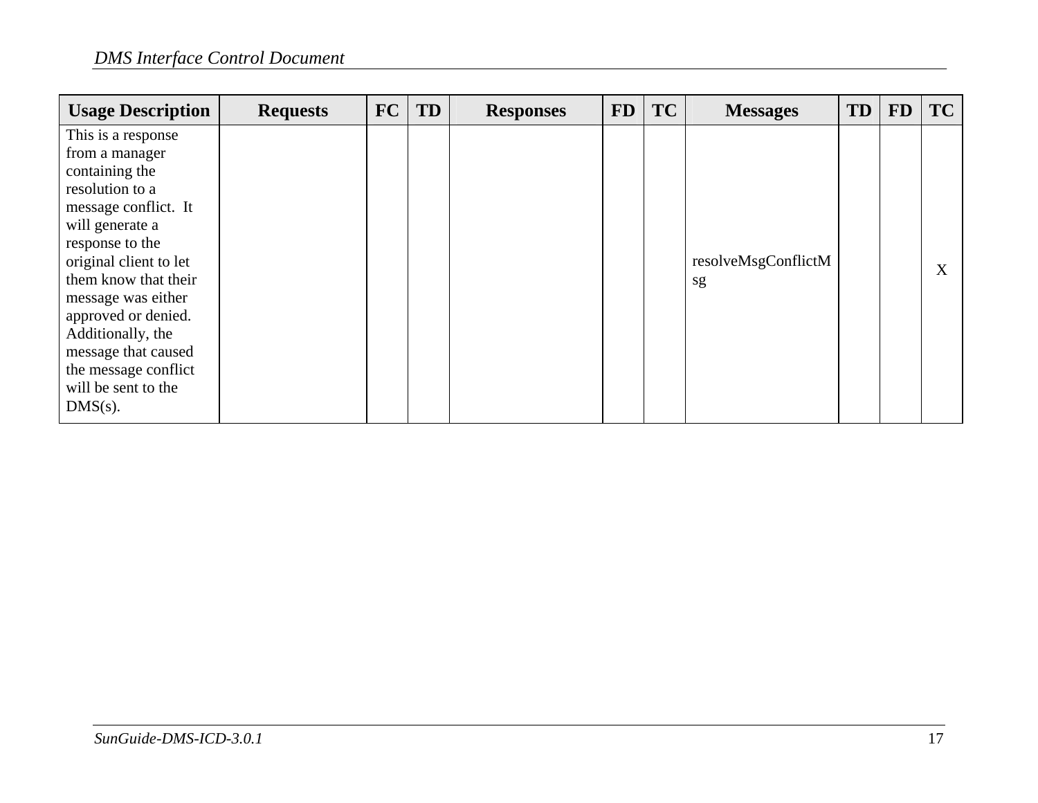| Usage Description | Requests | FC | TD | Responses | FD | TC | Messages | TD | FD | TC |
|---|---|---|---|---|---|---|---|---|---|---|
| This is a response from a manager containing the resolution to a message conflict. It will generate a response to the original client to let them know that their message was either approved or denied. Additionally, the message that caused the message conflict will be sent to the DMS(s). | | | | | | | resolveMsgConflictMsg | | | X |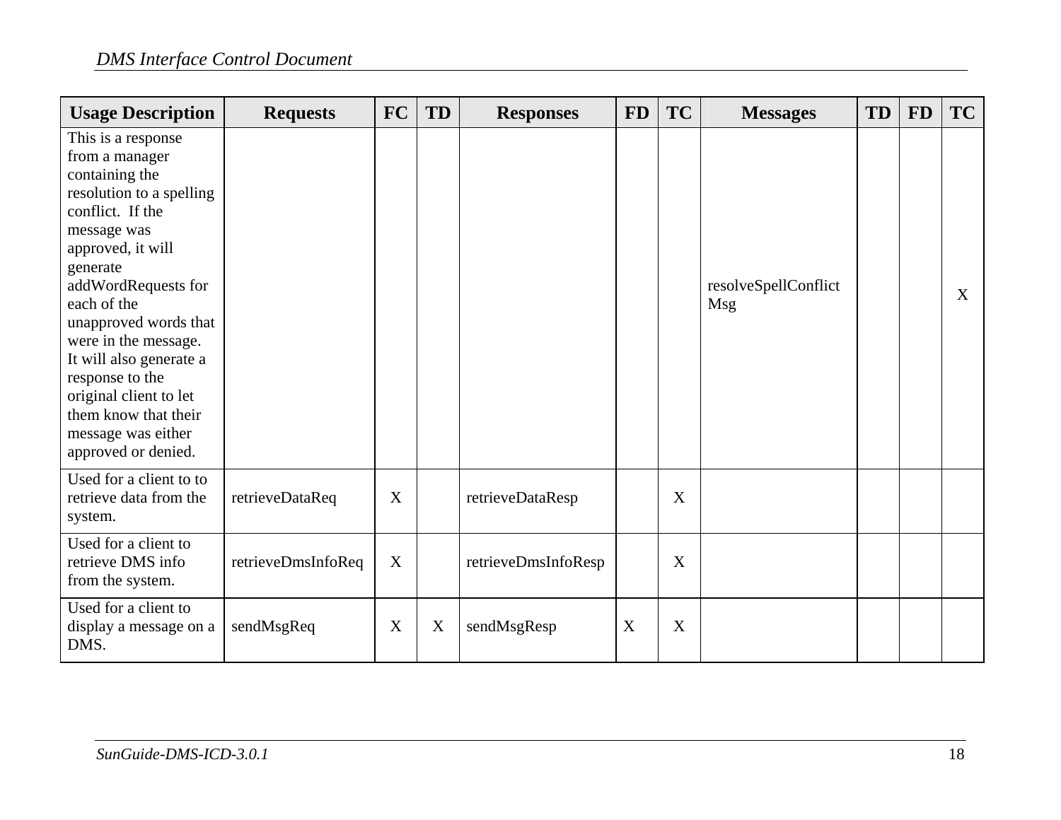| Usage Description | Requests | FC | TD | Responses | FD | TC | Messages | TD | FD | TC |
|---|---|---|---|---|---|---|---|---|---|---|
| This is a response from a manager containing the resolution to a spelling conflict. If the message was approved, it will generate addWordRequests for each of the unapproved words that were in the message. It will also generate a response to the original client to let them know that their message was either approved or denied. | | | | | | | resolveSpellConflictMsg | | | X |
| Used for a client to to retrieve data from the system. | retrieveDataReq | X | | retrieveDataResp | | X | | | | |
| Used for a client to retrieve DMS info from the system. | retrieveDmsInfoReq | X | | retrieveDmsInfoResp | | X | | | | |
| Used for a client to display a message on a DMS. | sendMsgReq | X | X | sendMsgResp | X | X | | | | |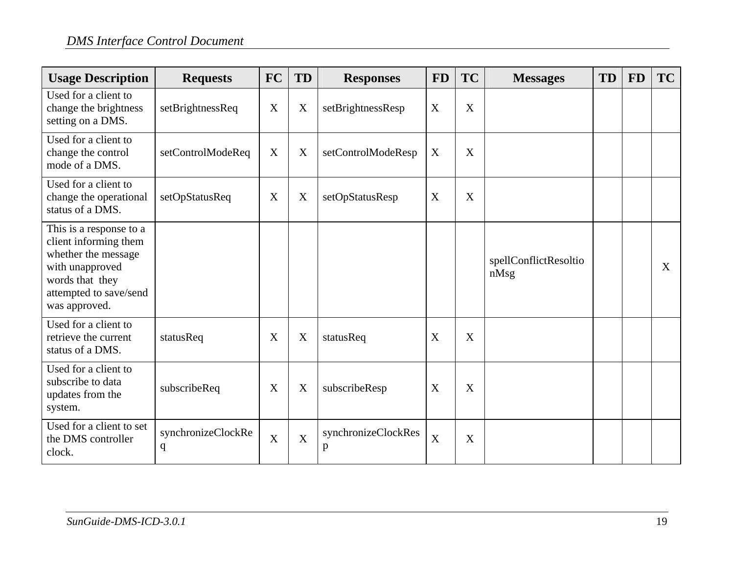| Usage Description | Requests | FC | TD | Responses | FD | TC | Messages | TD | FD | TC |
|---|---|---|---|---|---|---|---|---|---|---|
| Used for a client to change the brightness setting on a DMS. | setBrightnessReq | X | X | setBrightnessResp | X | X | | | | |
| Used for a client to change the control mode of a DMS. | setControlModeReq | X | X | setControlModeResp | X | X | | | | |
| Used for a client to change the operational status of a DMS. | setOpStatusReq | X | X | setOpStatusResp | X | X | | | | |
| This is a response to a client informing them whether the message with unapproved words that they attempted to save/send was approved. | | | | | | | spellConflictResoltionMsg | | | X |
| Used for a client to retrieve the current status of a DMS. | statusReq | X | X | statusReq | X | X | | | | |
| Used for a client to subscribe to data updates from the system. | subscribeReq | X | X | subscribeResp | X | X | | | | |
| Used for a client to set the DMS controller clock. | synchronizeClockReq | X | X | synchronizeClockResp | X | X | | | | |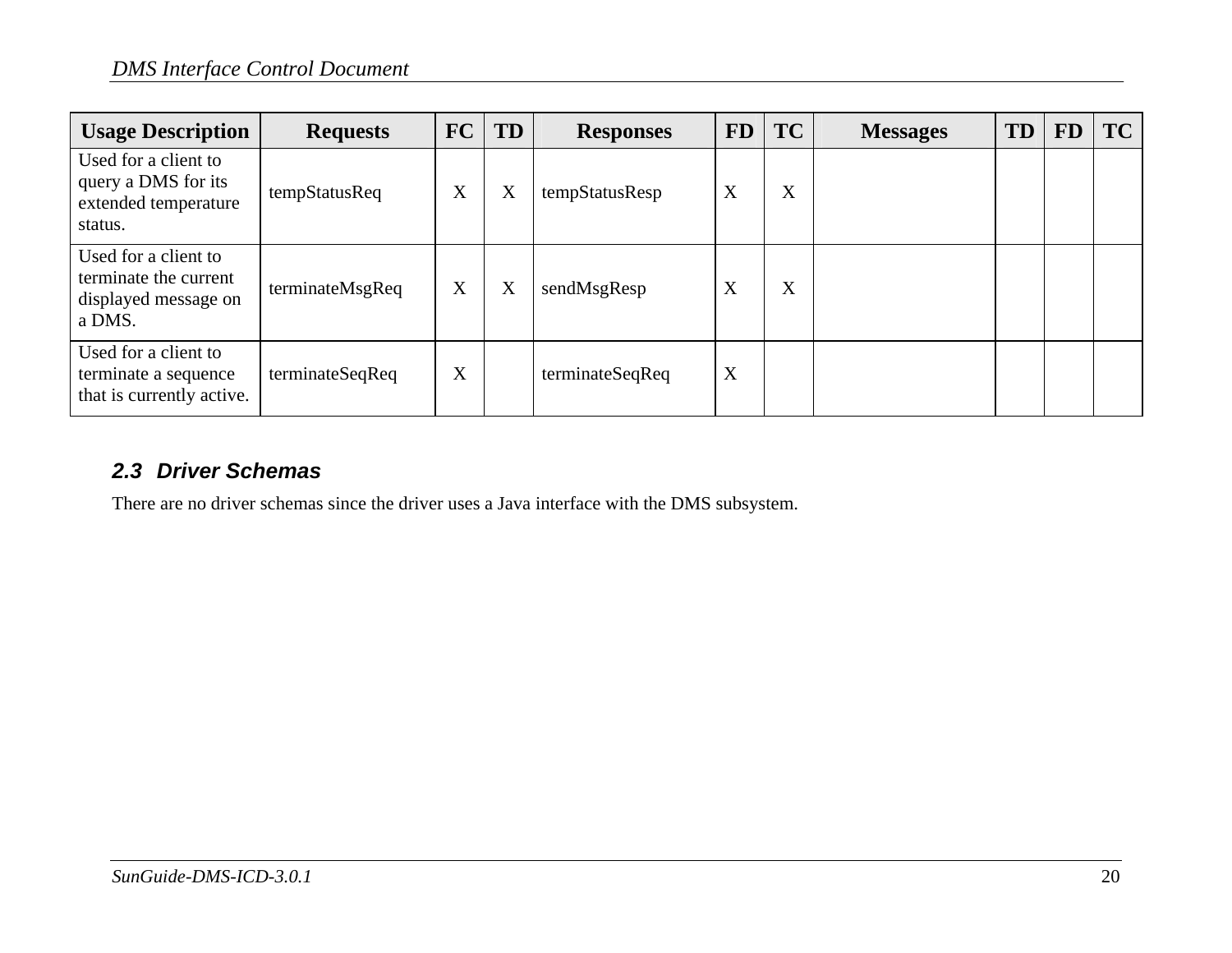| Usage Description | Requests | FC | TD | Responses | FD | TC | Messages | TD | FD | TC |
|---|---|---|---|---|---|---|---|---|---|---|
| Used for a client to query a DMS for its extended temperature status. | tempStatusReq | X | X | tempStatusResp | X | X | | | | |
| Used for a client to terminate the current displayed message on a DMS. | terminateMsgReq | X | X | sendMsgResp | X | X | | | | |
| Used for a client to terminate a sequence that is currently active. | terminateSeqReq | X | | terminateSeqReq | X | | | | | |

## 2.3 Driver Schemas

There are no driver schemas since the driver uses a Java interface with the DMS subsystem.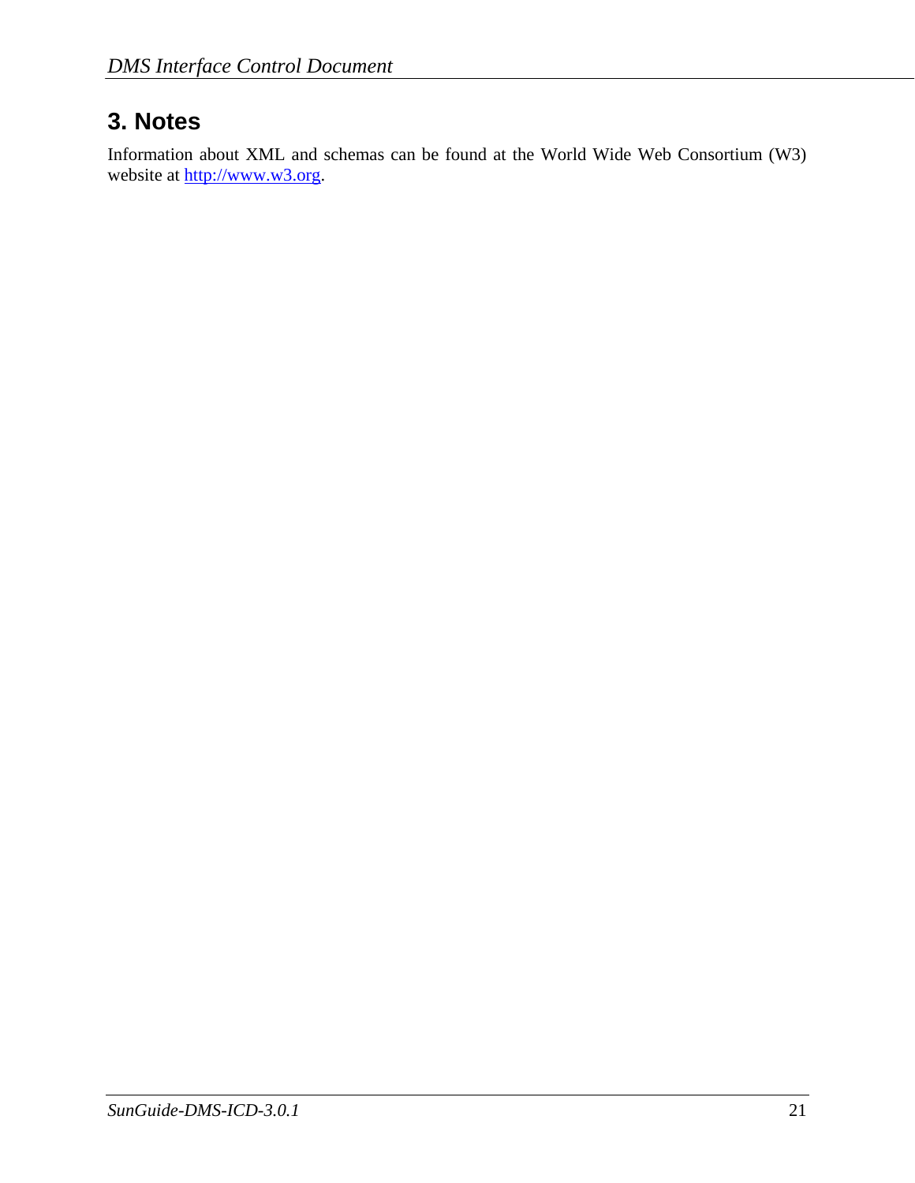# 3. Notes

Information about XML and schemas can be found at the World Wide Web Consortium (W3) website at [http://www.w3.org](http://www.w3.org).